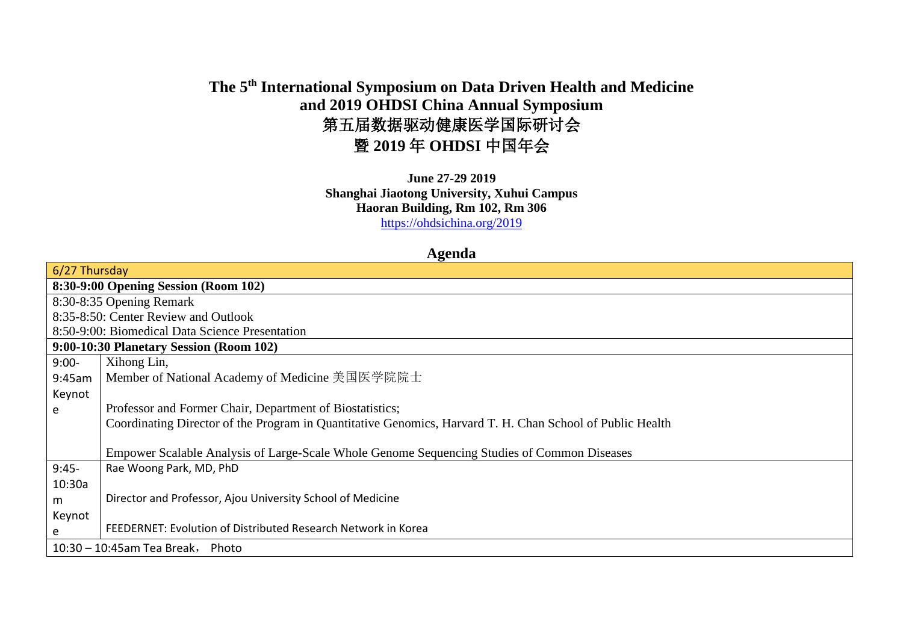# The 5th International Symposium on Data Driven Health and Medicine and 2019 OHDSI China Annual Symposium

# 第五届数据驱动健康医学国际研讨会 暨 2019 年 OHDSI 中国年会

**June 27-29 2019**
**Shanghai Jiaotong University, Xuhui Campus**
**Haoran Building, Rm 102, Rm 306**
https://ohdsichina.org/2019

## Agenda

| 6/27 Thursday | |
|---|---|
| **8:30-9:00 Opening Session (Room 102)** | |
| 8:30-8:35 Opening Remark<br>8:35-8:50: Center Review and Outlook<br>8:50-9:00: Biomedical Data Science Presentation | |
| **9:00-10:30 Planetary Session (Room 102)** | |
| 9:00-9:45am Keynote | Xihong Lin,<br>Member of National Academy of Medicine 美国医学院院士<br><br>Professor and Former Chair, Department of Biostatistics;<br>Coordinating Director of the Program in Quantitative Genomics, Harvard T. H. Chan School of Public Health<br><br>Empower Scalable Analysis of Large-Scale Whole Genome Sequencing Studies of Common Diseases |
| 9:45-10:30am Keynote | Rae Woong Park, MD, PhD<br><br>Director and Professor, Ajou University School of Medicine<br><br>FEEDERNET: Evolution of Distributed Research Network in Korea |
| 10:30 – 10:45am Tea Break， Photo | |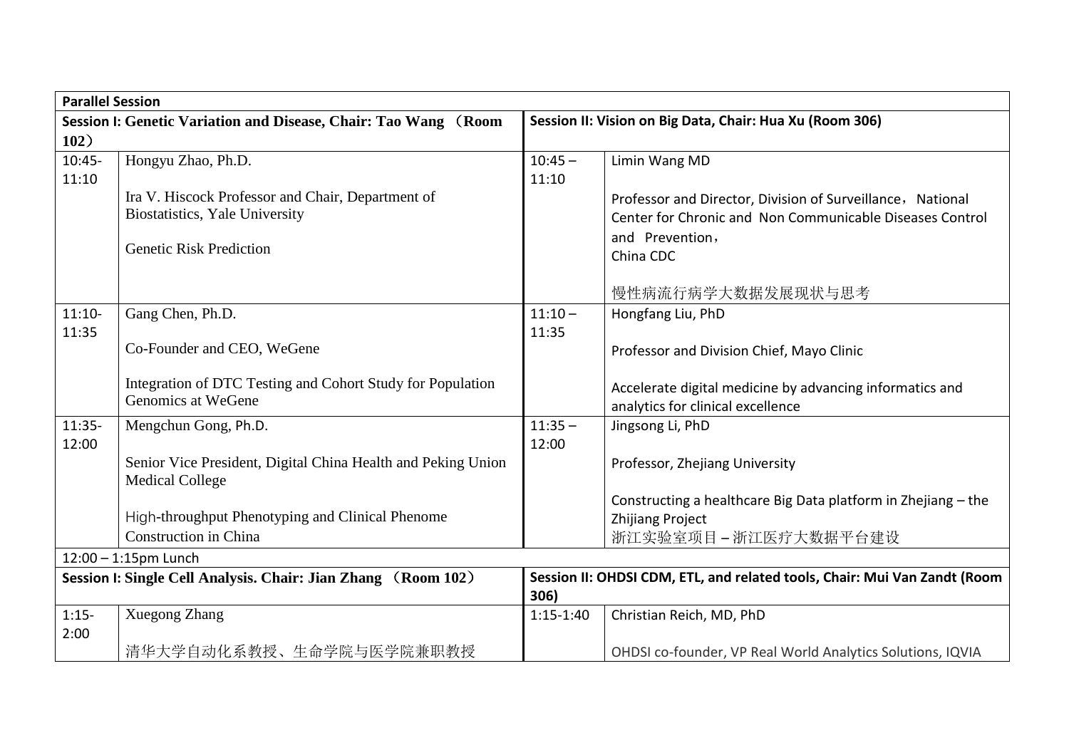| Parallel Session | | | |
|---|---|---|---|
| **Session I: Genetic Variation and Disease, Chair: Tao Wang （Room 102）** | | **Session II: Vision on Big Data, Chair: Hua Xu (Room 306)** | |
| 10:45-11:10 | Hongyu Zhao, Ph.D.<br><br>Ira V. Hiscock Professor and Chair, Department of Biostatistics, Yale University<br><br>Genetic Risk Prediction | 10:45 – 11:10 | Limin Wang MD<br><br>Professor and Director, Division of Surveillance， National Center for Chronic and Non Communicable Diseases Control and Prevention，<br>China CDC<br><br>慢性病流行病学大数据发展现状与思考 |
| 11:10-11:35 | Gang Chen, Ph.D.<br><br>Co-Founder and CEO, WeGene<br><br>Integration of DTC Testing and Cohort Study for Population Genomics at WeGene | 11:10 – 11:35 | Hongfang Liu, PhD<br><br>Professor and Division Chief, Mayo Clinic<br><br>Accelerate digital medicine by advancing informatics and analytics for clinical excellence |
| 11:35-12:00 | Mengchun Gong, Ph.D.<br><br>Senior Vice President, Digital China Health and Peking Union Medical College<br><br>High-throughput Phenotyping and Clinical Phenome Construction in China | 11:35 – 12:00 | Jingsong Li, PhD<br><br>Professor, Zhejiang University<br><br>Constructing a healthcare Big Data platform in Zhejiang – the Zhijiang Project<br>浙江实验室项目 – 浙江医疗大数据平台建设 |
| 12:00 – 1:15pm Lunch | | | |
| **Session I: Single Cell Analysis. Chair: Jian Zhang （Room 102）** | | **Session II: OHDSI CDM, ETL, and related tools, Chair: Mui Van Zandt (Room 306)** | |
| 1:15-2:00 | Xuegong Zhang<br><br>清华大学自动化系教授、生命学院与医学院兼职教授 | 1:15-1:40 | Christian Reich, MD, PhD<br><br>OHDSI co-founder, VP Real World Analytics Solutions, IQVIA |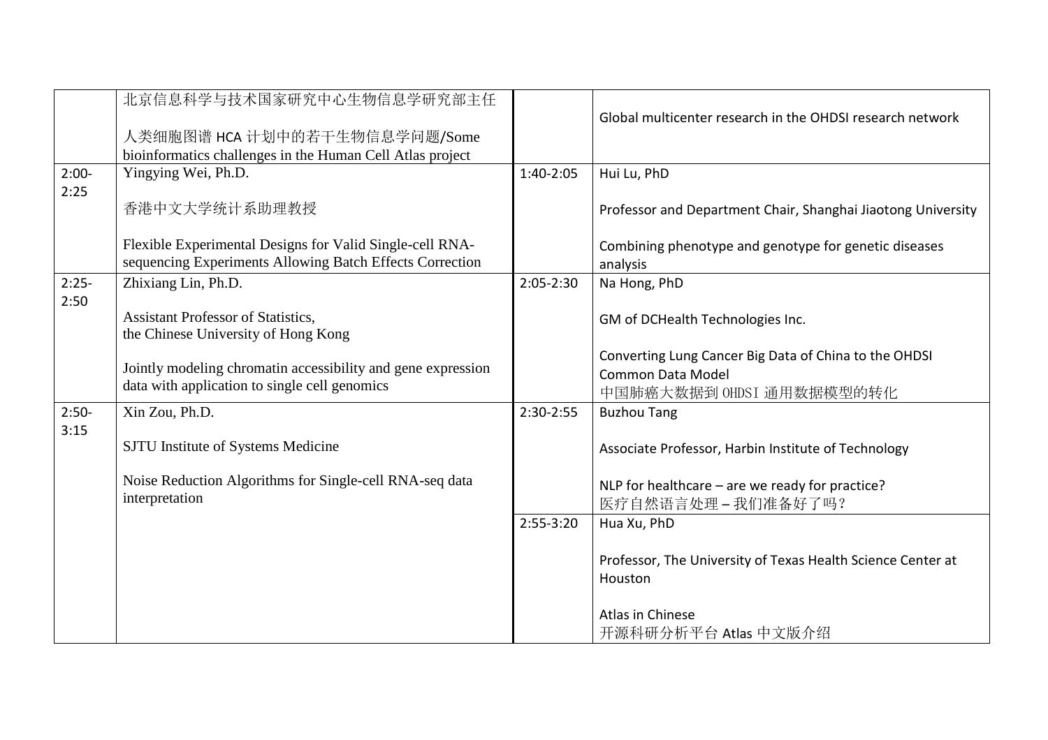| | | | |
|---|---|---|---|
| | 北京信息科学与技术国家研究中心生物信息学研究部主任<br><br>人类细胞图谱 HCA 计划中的若干生物信息学问题/Some bioinformatics challenges in the Human Cell Atlas project | | Global multicenter research in the OHDSI research network |
| 2:00-2:25 | Yingying Wei, Ph.D.<br><br>香港中文大学统计系助理教授<br><br>Flexible Experimental Designs for Valid Single-cell RNA-sequencing Experiments Allowing Batch Effects Correction | 1:40-2:05 | Hui Lu, PhD<br><br>Professor and Department Chair, Shanghai Jiaotong University<br><br>Combining phenotype and genotype for genetic diseases analysis |
| 2:25-2:50 | Zhixiang Lin, Ph.D.<br><br>Assistant Professor of Statistics, the Chinese University of Hong Kong<br><br>Jointly modeling chromatin accessibility and gene expression data with application to single cell genomics | 2:05-2:30 | Na Hong, PhD<br><br>GM of DCHealth Technologies Inc.<br><br>Converting Lung Cancer Big Data of China to the OHDSI Common Data Model<br>中国肺癌大数据到 OHDSI 通用数据模型的转化 |
| 2:50-3:15 | Xin Zou, Ph.D.<br><br>SJTU Institute of Systems Medicine<br><br>Noise Reduction Algorithms for Single-cell RNA-seq data interpretation | 2:30-2:55 | Buzhou Tang<br><br>Associate Professor, Harbin Institute of Technology<br><br>NLP for healthcare – are we ready for practice?<br>医疗自然语言处理 – 我们准备好了吗？ |
| | | 2:55-3:20 | Hua Xu, PhD<br><br>Professor, The University of Texas Health Science Center at Houston<br><br>Atlas in Chinese<br>开源科研分析平台 Atlas 中文版介绍 |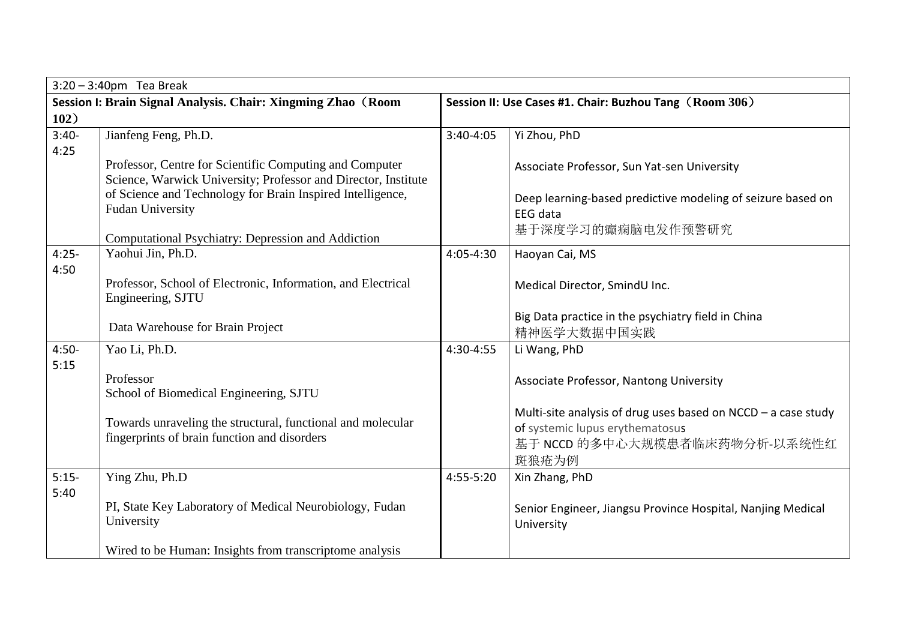| 3:20 – 3:40pm Tea Break | | | |
|---|---|---|---|
| **Session I: Brain Signal Analysis. Chair: Xingming Zhao（Room 102）** | | **Session II: Use Cases #1. Chair: Buzhou Tang（Room 306）** | |
| 3:40-4:25 | Jianfeng Feng, Ph.D.<br><br>Professor, Centre for Scientific Computing and Computer Science, Warwick University; Professor and Director, Institute of Science and Technology for Brain Inspired Intelligence, Fudan University<br><br>Computational Psychiatry: Depression and Addiction | 3:40-4:05 | Yi Zhou, PhD<br><br>Associate Professor, Sun Yat-sen University<br><br>Deep learning-based predictive modeling of seizure based on EEG data<br>基于深度学习的癫痫脑电发作预警研究 |
| 4:25-4:50 | Yaohui Jin, Ph.D.<br><br>Professor, School of Electronic, Information, and Electrical Engineering, SJTU<br><br>Data Warehouse for Brain Project | 4:05-4:30 | Haoyan Cai, MS<br><br>Medical Director, SmindU Inc.<br><br>Big Data practice in the psychiatry field in China<br>精神医学大数据中国实践 |
| 4:50-5:15 | Yao Li, Ph.D.<br><br>Professor<br>School of Biomedical Engineering, SJTU<br><br>Towards unraveling the structural, functional and molecular fingerprints of brain function and disorders | 4:30-4:55 | Li Wang, PhD<br><br>Associate Professor, Nantong University<br><br>Multi-site analysis of drug uses based on NCCD – a case study of systemic lupus erythematosuss<br>基于 NCCD 的多中心大规模患者临床药物分析-以系统性红斑狼疮为例 |
| 5:15-5:40 | Ying Zhu, Ph.D<br><br>PI, State Key Laboratory of Medical Neurobiology, Fudan University<br><br>Wired to be Human: Insights from transcriptome analysis | 4:55-5:20 | Xin Zhang, PhD<br><br>Senior Engineer, Jiangsu Province Hospital, Nanjing Medical University |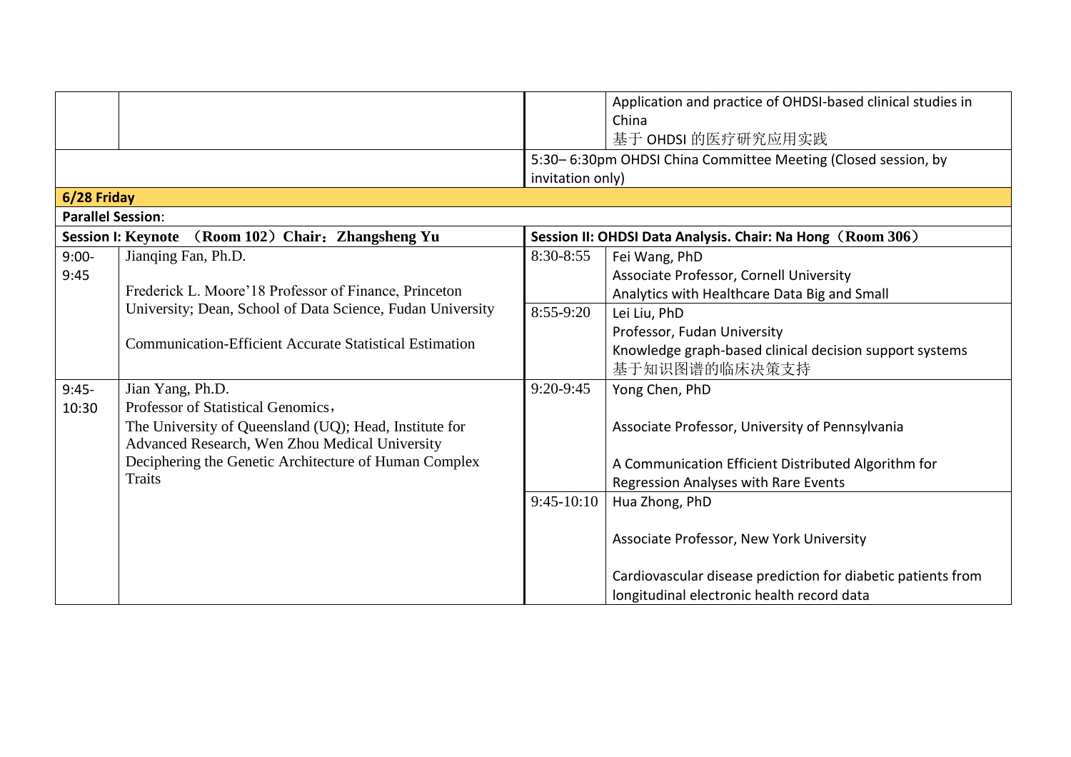| | | | |
|---|---|---|---|
| | | | Application and practice of OHDSI-based clinical studies in China<br>基于 OHDSI 的医疗研究应用实践 |
| | | 5:30– 6:30pm OHDSI China Committee Meeting (Closed session, by invitation only) | |
| **6/28 Friday** | | | |
| **Parallel Session**: | | | |
| **Session I: Keynote （Room 102）Chair：Zhangsheng Yu** | | **Session II: OHDSI Data Analysis. Chair: Na Hong（Room 306）** | |
| 9:00-9:45 | Jianqing Fan, Ph.D.<br><br>Frederick L. Moore'18 Professor of Finance, Princeton University; Dean, School of Data Science, Fudan University<br><br>Communication-Efficient Accurate Statistical Estimation | 8:30-8:55 | Fei Wang, PhD<br>Associate Professor, Cornell University<br>Analytics with Healthcare Data Big and Small |
| | | 8:55-9:20 | Lei Liu, PhD<br>Professor, Fudan University<br>Knowledge graph-based clinical decision support systems<br>基于知识图谱的临床决策支持 |
| 9:45-10:30 | Jian Yang, Ph.D.<br>Professor of Statistical Genomics，<br>The University of Queensland (UQ); Head, Institute for Advanced Research, Wen Zhou Medical University<br>Deciphering the Genetic Architecture of Human Complex Traits | 9:20-9:45 | Yong Chen, PhD<br><br>Associate Professor, University of Pennsylvania<br><br>A Communication Efficient Distributed Algorithm for Regression Analyses with Rare Events |
| | | 9:45-10:10 | Hua Zhong, PhD<br><br>Associate Professor, New York University<br><br>Cardiovascular disease prediction for diabetic patients from longitudinal electronic health record data |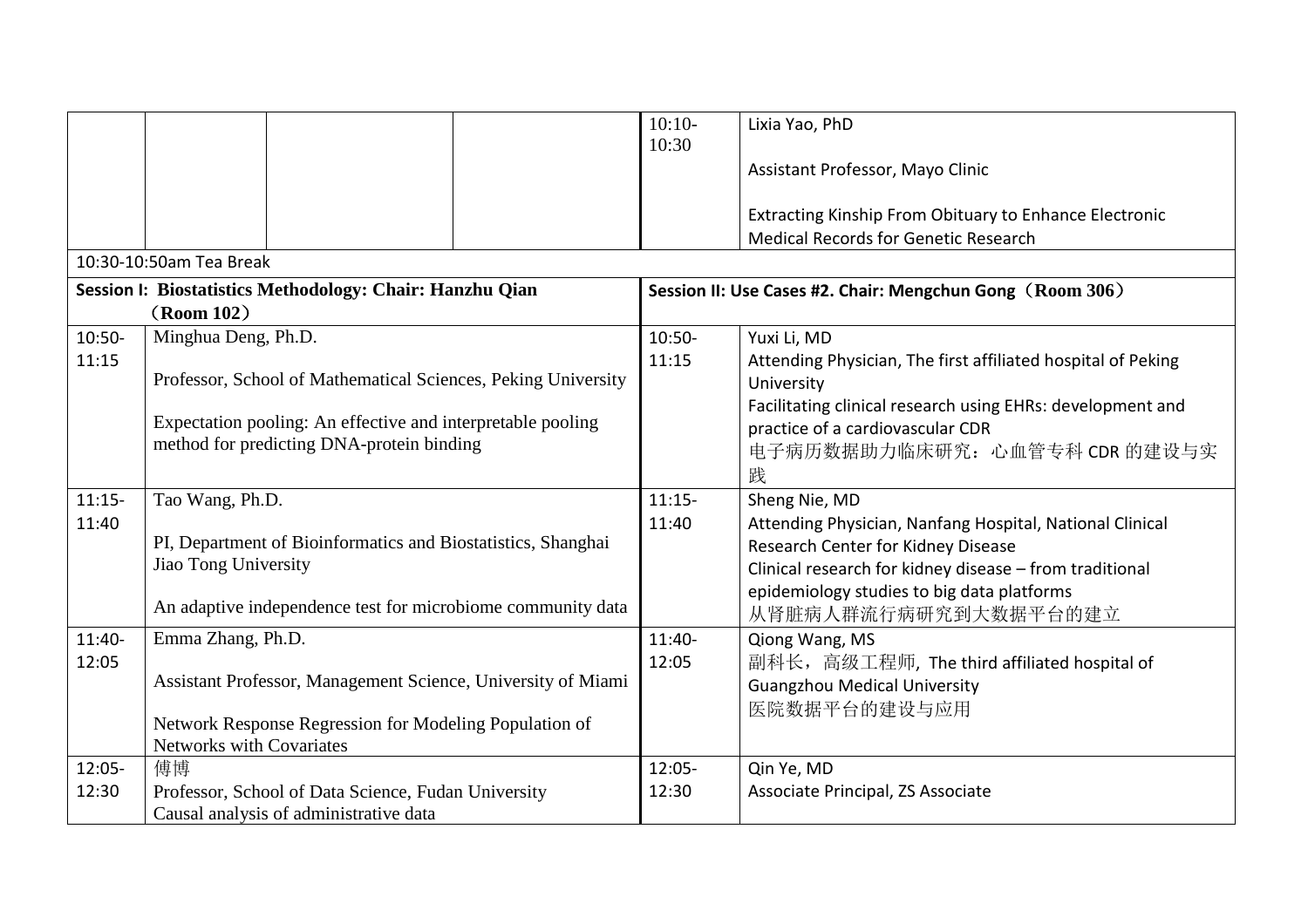| Time | Session I | Time | Session II |
|---|---|---|---|
| | | 10:10-10:30 | Lixia Yao, PhD<br><br>Assistant Professor, Mayo Clinic<br><br>Extracting Kinship From Obituary to Enhance Electronic Medical Records for Genetic Research |
| 10:30-10:50am Tea Break | | | |
| **Session I: Biostatistics Methodology: Chair: Hanzhu Qian （Room 102）** | | **Session II: Use Cases #2. Chair: Mengchun Gong（Room 306）** | |
| 10:50-11:15 | Minghua Deng, Ph.D.<br><br>Professor, School of Mathematical Sciences, Peking University<br><br>Expectation pooling: An effective and interpretable pooling method for predicting DNA-protein binding | 10:50-11:15 | Yuxi Li, MD<br>Attending Physician, The first affiliated hospital of Peking University<br>Facilitating clinical research using EHRs: development and practice of a cardiovascular CDR<br>电子病历数据助力临床研究：心血管专科 CDR 的建设与实践 |
| 11:15-11:40 | Tao Wang, Ph.D.<br><br>PI, Department of Bioinformatics and Biostatistics, Shanghai Jiao Tong University<br><br>An adaptive independence test for microbiome community data | 11:15-11:40 | Sheng Nie, MD<br>Attending Physician, Nanfang Hospital, National Clinical Research Center for Kidney Disease<br>Clinical research for kidney disease – from traditional epidemiology studies to big data platforms<br>从肾脏病人群流行病研究到大数据平台的建立 |
| 11:40-12:05 | Emma Zhang, Ph.D.<br><br>Assistant Professor, Management Science, University of Miami<br><br>Network Response Regression for Modeling Population of Networks with Covariates | 11:40-12:05 | Qiong Wang, MS<br>副科长，高级工程师, The third affiliated hospital of Guangzhou Medical University<br>医院数据平台的建设与应用 |
| 12:05-12:30 | 傅博<br>Professor, School of Data Science, Fudan University<br>Causal analysis of administrative data | 12:05-12:30 | Qin Ye, MD<br>Associate Principal, ZS Associate |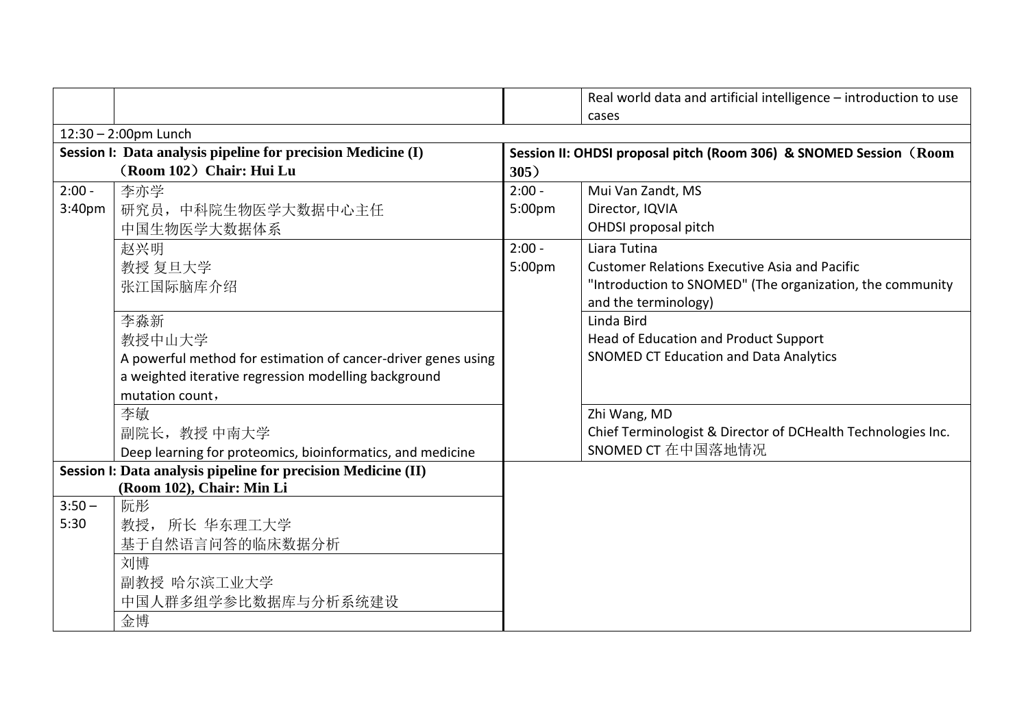| | | | |
|---|---|---|---|
| | | | Real world data and artificial intelligence – introduction to use cases |
| 12:30 – 2:00pm Lunch | | | |
| **Session I: Data analysis pipeline for precision Medicine (I)（Room 102）Chair: Hui Lu** | | **Session II: OHDSI proposal pitch (Room 306) & SNOMED Session（Room 305）** | |
| 2:00 - 3:40pm | 李亦学<br>研究员，中科院生物医学大数据中心主任<br>中国生物医学大数据体系 | 2:00 - 5:00pm | Mui Van Zandt, MS<br>Director, IQVIA<br>OHDSI proposal pitch |
| | 赵兴明<br>教授 复旦大学<br>张江国际脑库介绍 | 2:00 - 5:00pm | Liara Tutina<br>Customer Relations Executive Asia and Pacific<br>"Introduction to SNOMED" (The organization, the community and the terminology) |
| | 李淼新<br>教授中山大学<br>A powerful method for estimation of cancer-driver genes using a weighted iterative regression modelling background mutation count， | | Linda Bird<br>Head of Education and Product Support<br>SNOMED CT Education and Data Analytics |
| | 李敏<br>副院长，教授 中南大学<br>Deep learning for proteomics, bioinformatics, and medicine | | Zhi Wang, MD<br>Chief Terminologist & Director of DCHealth Technologies Inc.<br>SNOMED CT 在中国落地情况 |
| **Session I: Data analysis pipeline for precision Medicine (II) (Room 102), Chair: Min Li** | | | |
| 3:50 – 5:30 | 阮彤<br>教授， 所长 华东理工大学<br>基于自然语言问答的临床数据分析 | | |
| | 刘博<br>副教授 哈尔滨工业大学<br>中国人群多组学参比数据库与分析系统建设 | | |
| | 金博 | | |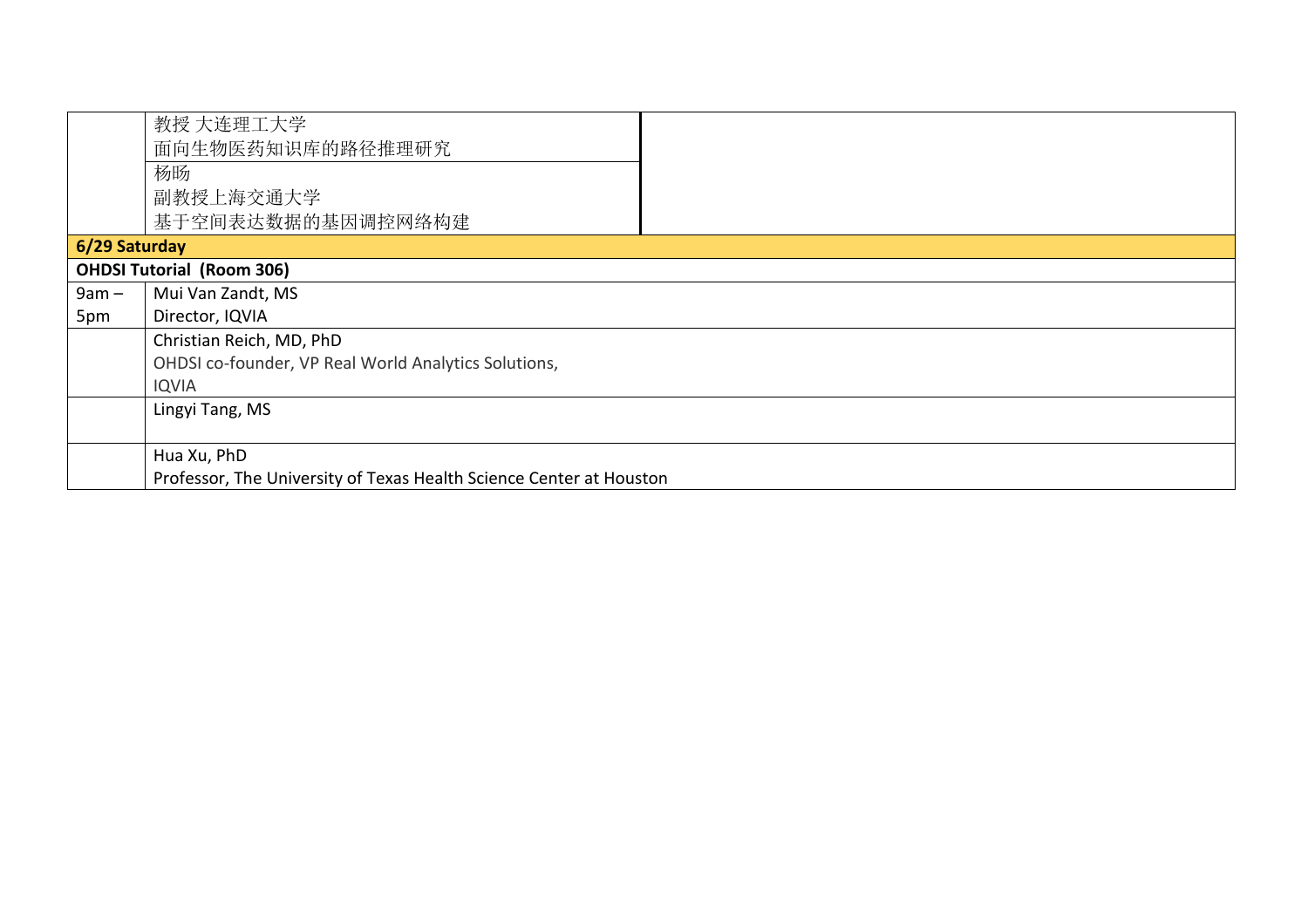| | | |
|---|---|---|
| | 教授 大连理工大学<br>面向生物医药知识库的路径推理研究 | |
| | 杨旸<br>副教授上海交通大学<br>基于空间表达数据的基因调控网络构建 | |
| **6/29 Saturday** | | |
| **OHDSI Tutorial  (Room 306)** | | |
| 9am – 5pm | Mui Van Zandt, MS<br>Director, IQVIA | |
| | Christian Reich, MD, PhD<br>OHDSI co-founder, VP Real World Analytics Solutions, IQVIA | |
| | Lingyi Tang, MS | |
| | Hua Xu, PhD<br>Professor, The University of Texas Health Science Center at Houston | |